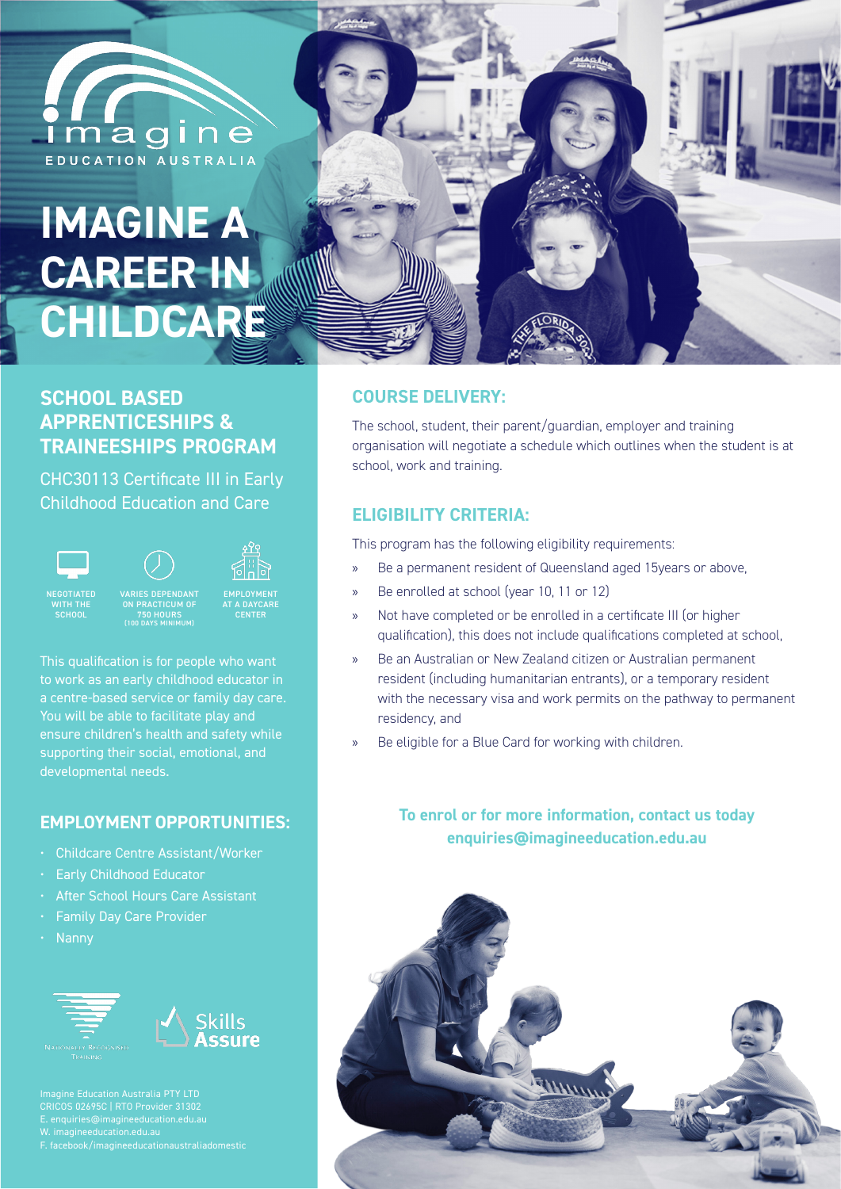imagine
EDUCATION AUSTRALIA

# IMAGINE A CAREER IN CHILDCARE

## SCHOOL BASED APPRENTICESHIPS & TRAINEESHIPS PROGRAM

CHC30113 Certificate III in Early Childhood Education and Care

NEGOTIATED WITH THE SCHOOL

VARIES DEPENDANT ON PRACTICUM OF 750 HOURS (100 DAYS MINIMUM)

EMPLOYMENT AT A DAYCARE CENTER

This qualification is for people who want to work as an early childhood educator in a centre-based service or family day care. You will be able to facilitate play and ensure children's health and safety while supporting their social, emotional, and developmental needs.

## EMPLOYMENT OPPORTUNITIES:

- Childcare Centre Assistant/Worker
- Early Childhood Educator
- After School Hours Care Assistant
- Family Day Care Provider
- Nanny

Nationally Recognised Training

Skills Assure

Imagine Education Australia PTY LTD
CRICOS 02695C | RTO Provider 31302
E. enquiries@imagineeducation.edu.au
W. imagineeducation.edu.au
F. facebook/imagineeducationaustraliadomestic

## COURSE DELIVERY:

The school, student, their parent/guardian, employer and training organisation will negotiate a schedule which outlines when the student is at school, work and training.

## ELIGIBILITY CRITERIA:

This program has the following eligibility requirements:

- Be a permanent resident of Queensland aged 15years or above,
- Be enrolled at school (year 10, 11 or 12)
- Not have completed or be enrolled in a certificate III (or higher qualification), this does not include qualifications completed at school,
- Be an Australian or New Zealand citizen or Australian permanent resident (including humanitarian entrants), or a temporary resident with the necessary visa and work permits on the pathway to permanent residency, and
- Be eligible for a Blue Card for working with children.

**To enrol or for more information, contact us today**
**enquiries@imagineeducation.edu.au**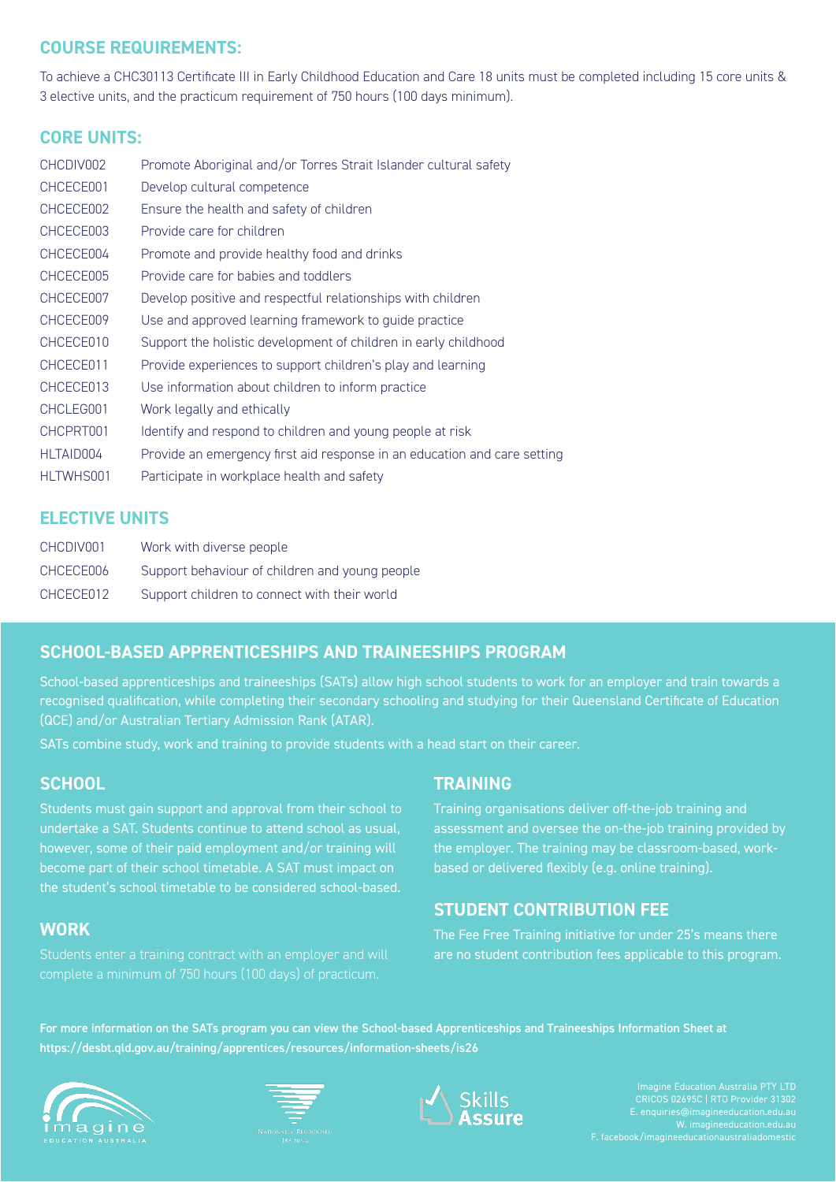## COURSE REQUIREMENTS:

To achieve a CHC30113 Certificate III in Early Childhood Education and Care 18 units must be completed including 15 core units & 3 elective units, and the practicum requirement of 750 hours (100 days minimum).

## CORE UNITS:

| | |
|---|---|
| CHCDIV002 | Promote Aboriginal and/or Torres Strait Islander cultural safety |
| CHCECE001 | Develop cultural competence |
| CHCECE002 | Ensure the health and safety of children |
| CHCECE003 | Provide care for children |
| CHCECE004 | Promote and provide healthy food and drinks |
| CHCECE005 | Provide care for babies and toddlers |
| CHCECE007 | Develop positive and respectful relationships with children |
| CHCECE009 | Use and approved learning framework to guide practice |
| CHCECE010 | Support the holistic development of children in early childhood |
| CHCECE011 | Provide experiences to support children's play and learning |
| CHCECE013 | Use information about children to inform practice |
| CHCLEG001 | Work legally and ethically |
| CHCPRT001 | Identify and respond to children and young people at risk |
| HLTAID004 | Provide an emergency first aid response in an education and care setting |
| HLTWHS001 | Participate in workplace health and safety |

## ELECTIVE UNITS

| | |
|---|---|
| CHCDIV001 | Work with diverse people |
| CHCECE006 | Support behaviour of children and young people |
| CHCECE012 | Support children to connect with their world |

## SCHOOL-BASED APPRENTICESHIPS AND TRAINEESHIPS PROGRAM

School-based apprenticeships and traineeships (SATs) allow high school students to work for an employer and train towards a recognised qualification, while completing their secondary schooling and studying for their Queensland Certificate of Education (QCE) and/or Australian Tertiary Admission Rank (ATAR).

SATs combine study, work and training to provide students with a head start on their career.

### SCHOOL

Students must gain support and approval from their school to undertake a SAT. Students continue to attend school as usual, however, some of their paid employment and/or training will become part of their school timetable. A SAT must impact on the student's school timetable to be considered school-based.

### WORK

Students enter a training contract with an employer and will complete a minimum of 750 hours (100 days) of practicum.

### TRAINING

Training organisations deliver off-the-job training and assessment and oversee the on-the-job training provided by the employer. The training may be classroom-based, work-based or delivered flexibly (e.g. online training).

### STUDENT CONTRIBUTION FEE

The Fee Free Training initiative for under 25's means there are no student contribution fees applicable to this program.

**For more information on the SATs program you can view the School-based Apprenticeships and Traineeships Information Sheet at https://desbt.qld.gov.au/training/apprentices/resources/information-sheets/is26**

Imagine Education Australia PTY LTD
CRICOS 02695C | RTO Provider 31302
E. enquiries@imagineeducation.edu.au
W. imagineeducation.edu.au
F. facebook/imagineeducationaustraliadomestic